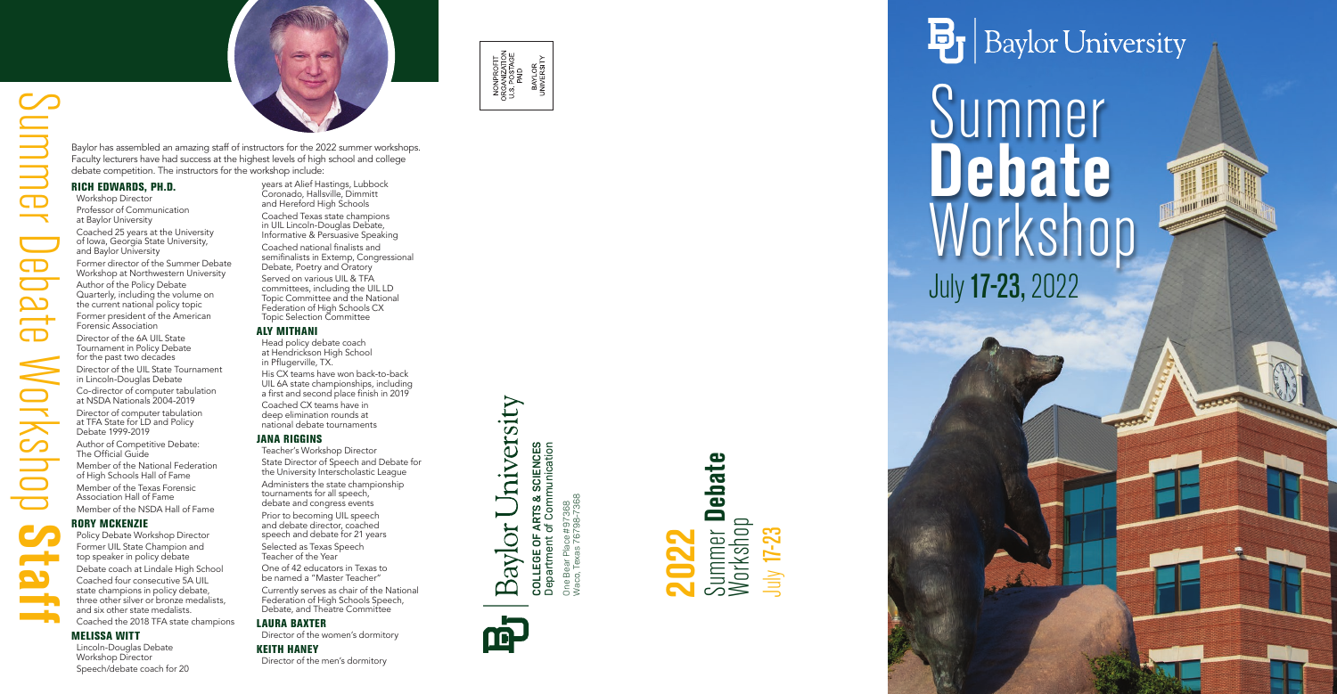# Summer Debate Workshop **Staff**

Baylor has assembled an amazing staff of instructors for the 2022 summer workshops. Faculty lecturers have had success at the highest levels of high school and college debate competition. The instructors for the workshop include:

### RICH EDWARDS, PH.D.

- Workshop Director
- Professor of Communication at Baylor University
- Coached 25 years at the University of Iowa, Georgia State University, and Baylor University
- Former director of the Summer Debate Workshop at Northwestern University
- Author of the Policy Debate Quarterly, including the volume on the current national policy topic
- Former president of the American Forensic Association
- Director of the 6A UIL State Tournament in Policy Debate for the past two decades
- Director of the UIL State Tournament in Lincoln-Douglas Debate
- Co-director of computer tabulation at NSDA Nationals 2004-2019
- Director of computer tabulation at TFA State for LD and Policy Debate 1999-2019
- Author of Competitive Debate: The Official Guide
- Member of the National Federation of High Schools Hall of Fame
- Member of the Texas Forensic Association Hall of Fame
- Member of the NSDA Hall of Fame

### RORY MCKENZIE

- Policy Debate Workshop Director
- Former UIL State Champion and top speaker in policy debate
- Debate coach at Lindale High School
- Coached four consecutive 5A UIL state champions in policy debate, three other silver or bronze medalists, and six other state medalists.
- Coached the 2018 TFA state champions

### MELISSA WITT

- Lincoln-Douglas Debate Workshop Director
- Speech/debate coach for 20 years at Alief Hastings, Lubbock Coronado, Hallsville, Dimmitt and Hereford High Schools
- Coached Texas state champions in UIL Lincoln-Douglas Debate, Informative & Persuasive Speaking
- Coached national finalists and semifinalists in Extemp, Congressional Debate, Poetry and Oratory
- Served on various UIL & TFA committees, including the UIL LD Topic Committee and the National Federation of High Schools CX Topic Selection Committee

### ALY MITHANI

- Head policy debate coach at Hendrickson High School in Pflugerville, TX.
- His CX teams have won back-to-back UIL 6A state championships, including a first and second place finish in 2019
- Coached CX teams have in deep elimination rounds at national debate tournaments

### JANA RIGGINS

- Teacher's Workshop Director
- State Director of Speech and Debate for the University Interscholastic League
- Administers the state championship tournaments for all speech, debate and congress events
- Prior to becoming UIL speech and debate director, coached speech and debate for 21 years
- Selected as Texas Speech Teacher of the Year
- One of 42 educators in Texas to be named a "Master Teacher"
- Currently serves as chair of the National Federation of High Schools Speech, Debate, and Theatre Committee

### LAURA BAXTER

- Director of the women's dormitory

### KEITH HANEY

- Director of the men's dormitory

---

NONPROFIT ORGANIZATION U.S. POSTAGE PAID BAYLOR UNIVERSITY

Baylor University

**COLLEGE OF ARTS & SCIENCES**
Department of Communication

One Bear Place #97368
Waco, Texas 76798-7368

**2022**
Summer **Debate** Workshop
July **17-23**

---

Baylor University

# Summer **Debate** Workshop

July **17-23,** 2022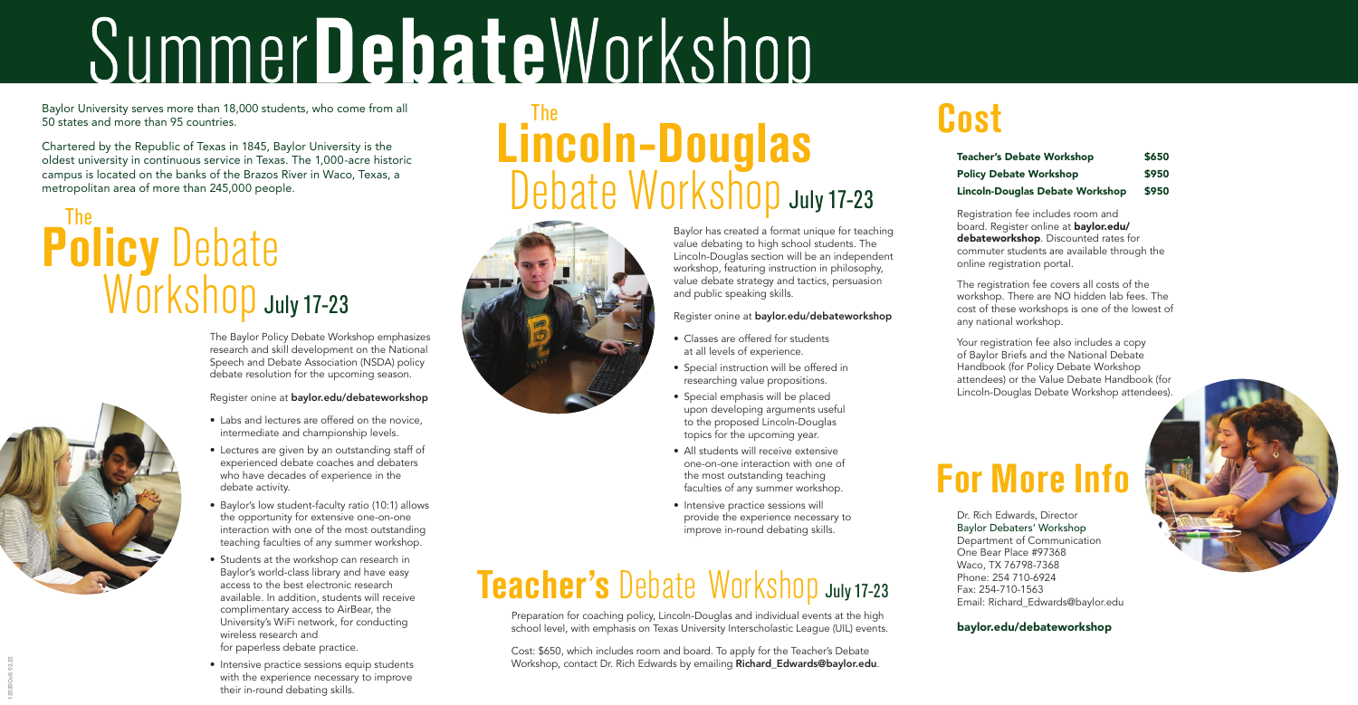# Summer **Debate** Workshop

Baylor University serves more than 18,000 students, who come from all 50 states and more than 95 countries.

Chartered by the Republic of Texas in 1845, Baylor University is the oldest university in continuous service in Texas. The 1,000-acre historic campus is located on the banks of the Brazos River in Waco, Texas, a metropolitan area of more than 245,000 people.

## The **Policy** Debate Workshop July 17-23

The Baylor Policy Debate Workshop emphasizes research and skill development on the National Speech and Debate Association (NSDA) policy debate resolution for the upcoming season.

Register onine at **baylor.edu/debateworkshop**

- Labs and lectures are offered on the novice, intermediate and championship levels.
- Lectures are given by an outstanding staff of experienced debate coaches and debaters who have decades of experience in the debate activity.
- Baylor's low student-faculty ratio (10:1) allows the opportunity for extensive one-on-one interaction with one of the most outstanding teaching faculties of any summer workshop.
- Students at the workshop can research in Baylor's world-class library and have easy access to the best electronic research available. In addition, students will receive complimentary access to AirBear, the University's WiFi network, for conducting wireless research and for paperless debate practice.
- Intensive practice sessions equip students with the experience necessary to improve their in-round debating skills.

## The **Lincoln-Douglas** Debate Workshop July 17-23

Baylor has created a format unique for teaching value debating to high school students. The Lincoln-Douglas section will be an independent workshop, featuring instruction in philosophy, value debate strategy and tactics, persuasion and public speaking skills.

Register onine at **baylor.edu/debateworkshop**

- Classes are offered for students at all levels of experience.
- Special instruction will be offered in researching value propositions.
- Special emphasis will be placed upon developing arguments useful to the proposed Lincoln-Douglas topics for the upcoming year.
- All students will receive extensive one-on-one interaction with one of the most outstanding teaching faculties of any summer workshop.
- Intensive practice sessions will provide the experience necessary to improve in-round debating skills.

## **Teacher's** Debate Workshop July 17-23

Preparation for coaching policy, Lincoln-Douglas and individual events at the high school level, with emphasis on Texas University Interscholastic League (UIL) events.

Cost: $650, which includes room and board. To apply for the Teacher's Debate Workshop, contact Dr. Rich Edwards by emailing **Richard_Edwards@baylor.edu**.

## Cost

| | |
|---|---|
| **Teacher's Debate Workshop** | **$650** |
| **Policy Debate Workshop** | **$950** |
| **Lincoln-Douglas Debate Workshop** | **$950** |

Registration fee includes room and board. Register online at **baylor.edu/debateworkshop**. Discounted rates for commuter students are available through the online registration portal.

The registration fee covers all costs of the workshop. There are NO hidden lab fees. The cost of these workshops is one of the lowest of any national workshop.

Your registration fee also includes a copy of Baylor Briefs and the National Debate Handbook (for Policy Debate Workshop attendees) or the Value Debate Handbook (for Lincoln-Douglas Debate Workshop attendees).

## For More Info

Dr. Rich Edwards, Director
Baylor Debaters' Workshop
Department of Communication
One Bear Place #97368
Waco, TX 76798-7368
Phone: 254 710-6924
Fax: 254-710-1563
Email: Richard_Edwards@baylor.edu

**baylor.edu/debateworkshop**